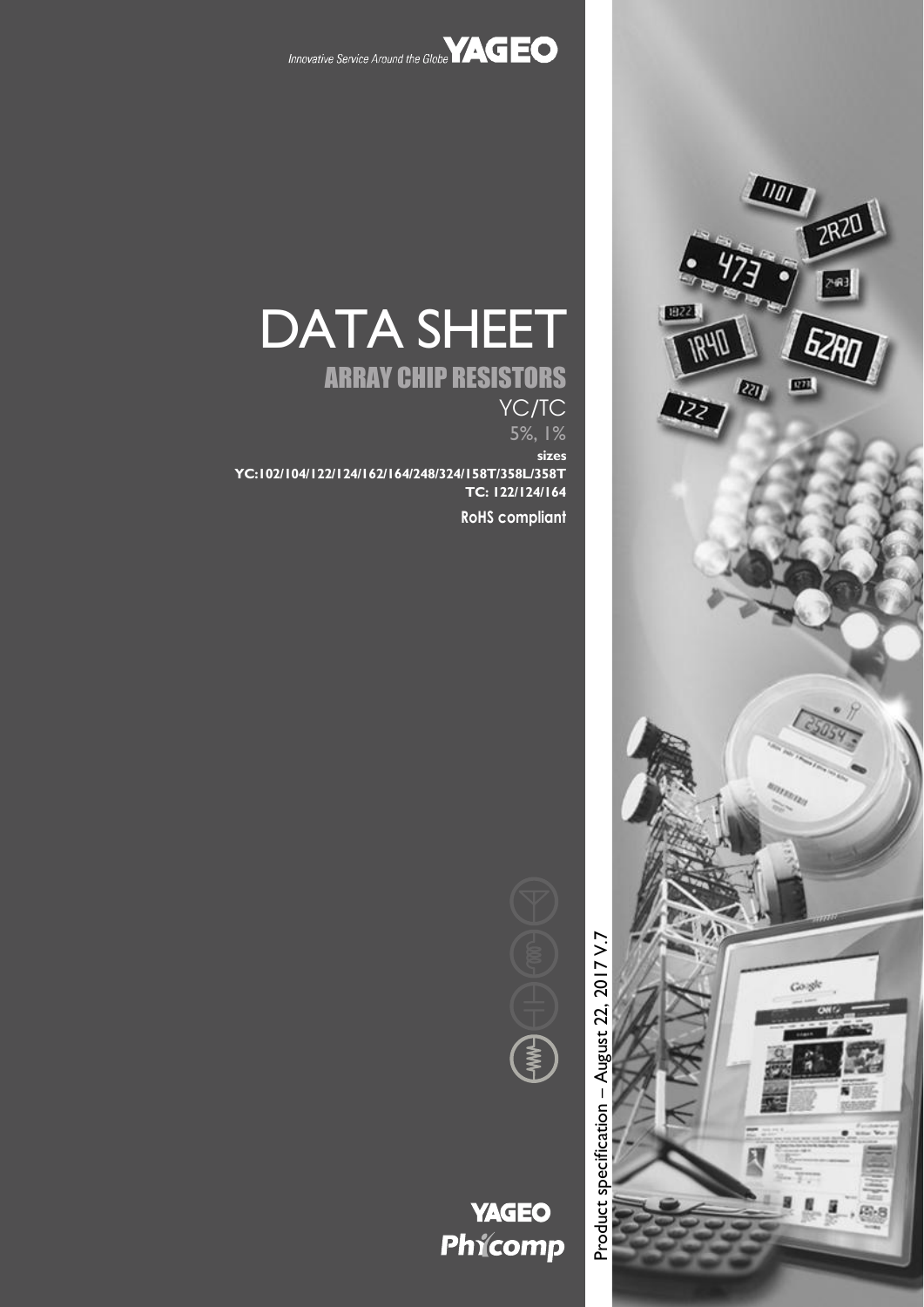Innovative Service Around the Globe YAGEO

# DATA SHEET

## ARRAY CHIP RESISTORS

YC/TC

5%, 1%

**sizes**

**YC:102/104/122/124/162/164/248/324/158T/358L/358T**

**TC: 122/124/164**

**RoHS compliant**

Product specification – August 22, 2017 V.7

YAGEO Phycomp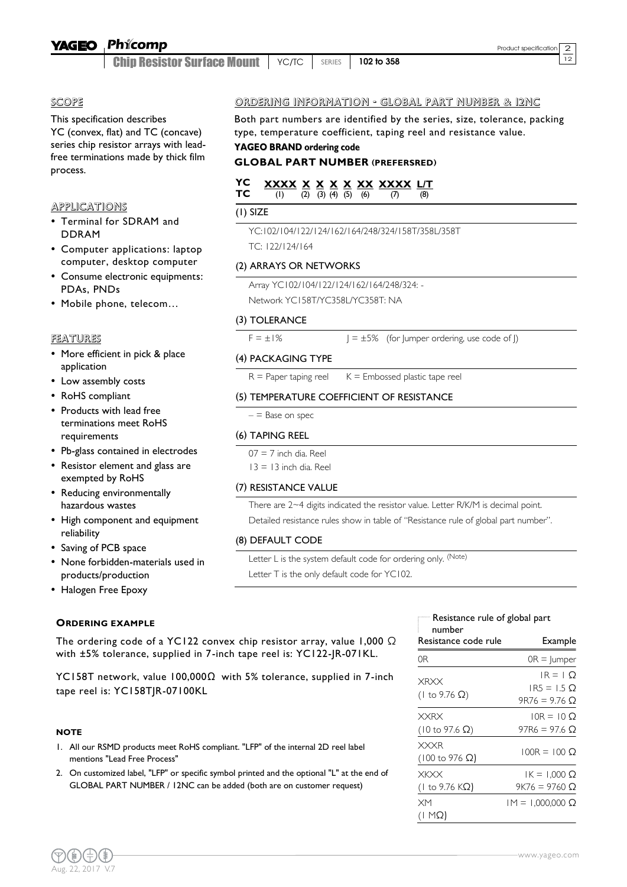## SCOPE

This specification describes YC (convex, flat) and TC (concave) series chip resistor arrays with lead-free terminations made by thick film process.

## APPLICATIONS

- Terminal for SDRAM and DDRAM
- Computer applications: laptop computer, desktop computer
- Consume electronic equipments: PDAs, PNDs
- Mobile phone, telecom…

## FEATURES

- More efficient in pick & place application
- Low assembly costs
- RoHS compliant
- Products with lead free terminations meet RoHS requirements
- Pb-glass contained in electrodes
- Resistor element and glass are exempted by RoHS
- Reducing environmentally hazardous wastes
- High component and equipment reliability
- Saving of PCB space
- None forbidden-materials used in products/production
- Halogen Free Epoxy

## ORDERING INFORMATION - GLOBAL PART NUMBER & 12NC

Both part numbers are identified by the series, size, tolerance, packing type, temperature coefficient, taping reel and resistance value.

**YAGEO BRAND ordering code**

**GLOBAL PART NUMBER (PREFERSRED)**

**YC / TC** XXXX (1) X (2) X (3) X (4) X (5) XX (6) XXXX (7) L/T (8)

### (1) SIZE

YC:102/104/122/124/162/164/248/324/158T/358L/358T

TC: 122/124/164

### (2) ARRAYS OR NETWORKS

Array YC102/104/122/124/162/164/248/324: -

Network YC158T/YC358L/YC358T: NA

### (3) TOLERANCE

F = ±1%    J = ±5% (for Jumper ordering, use code of J)

### (4) PACKAGING TYPE

R = Paper taping reel    K = Embossed plastic tape reel

### (5) TEMPERATURE COEFFICIENT OF RESISTANCE

– = Base on spec

### (6) TAPING REEL

07 = 7 inch dia. Reel

13 = 13 inch dia. Reel

### (7) RESISTANCE VALUE

There are 2~4 digits indicated the resistor value. Letter R/K/M is decimal point.

Detailed resistance rules show in table of "Resistance rule of global part number".

### (8) DEFAULT CODE

Letter L is the system default code for ordering only. (Note)

Letter T is the only default code for YC102.

### ORDERING EXAMPLE

The ordering code of a YC122 convex chip resistor array, value 1,000 Ω with ±5% tolerance, supplied in 7-inch tape reel is: YC122-JR-071KL.

YC158T network, value 100,000Ω with 5% tolerance, supplied in 7-inch tape reel is: YC158TJR-07100KL

Resistance rule of global part number

| Resistance code rule | Example |
|---|---|
| 0R | 0R = Jumper |
| XRXX (1 to 9.76 Ω) | 1R = 1 Ω<br>1R5 = 1.5 Ω<br>9R76 = 9.76 Ω |
| XXRX (10 to 97.6 Ω) | 10R = 10 Ω<br>97R6 = 97.6 Ω |
| XXXR (100 to 976 Ω) | 100R = 100 Ω |
| XKXX (1 to 9.76 KΩ) | 1K = 1,000 Ω<br>9K76 = 9760 Ω |
| XM (1 MΩ) | 1M = 1,000,000 Ω |

### NOTE

1. All our RSMD products meet RoHS compliant. "LFP" of the internal 2D reel label mentions "Lead Free Process"
2. On customized label, "LFP" or specific symbol printed and the optional "L" at the end of GLOBAL PART NUMBER / 12NC can be added (both are on customer request)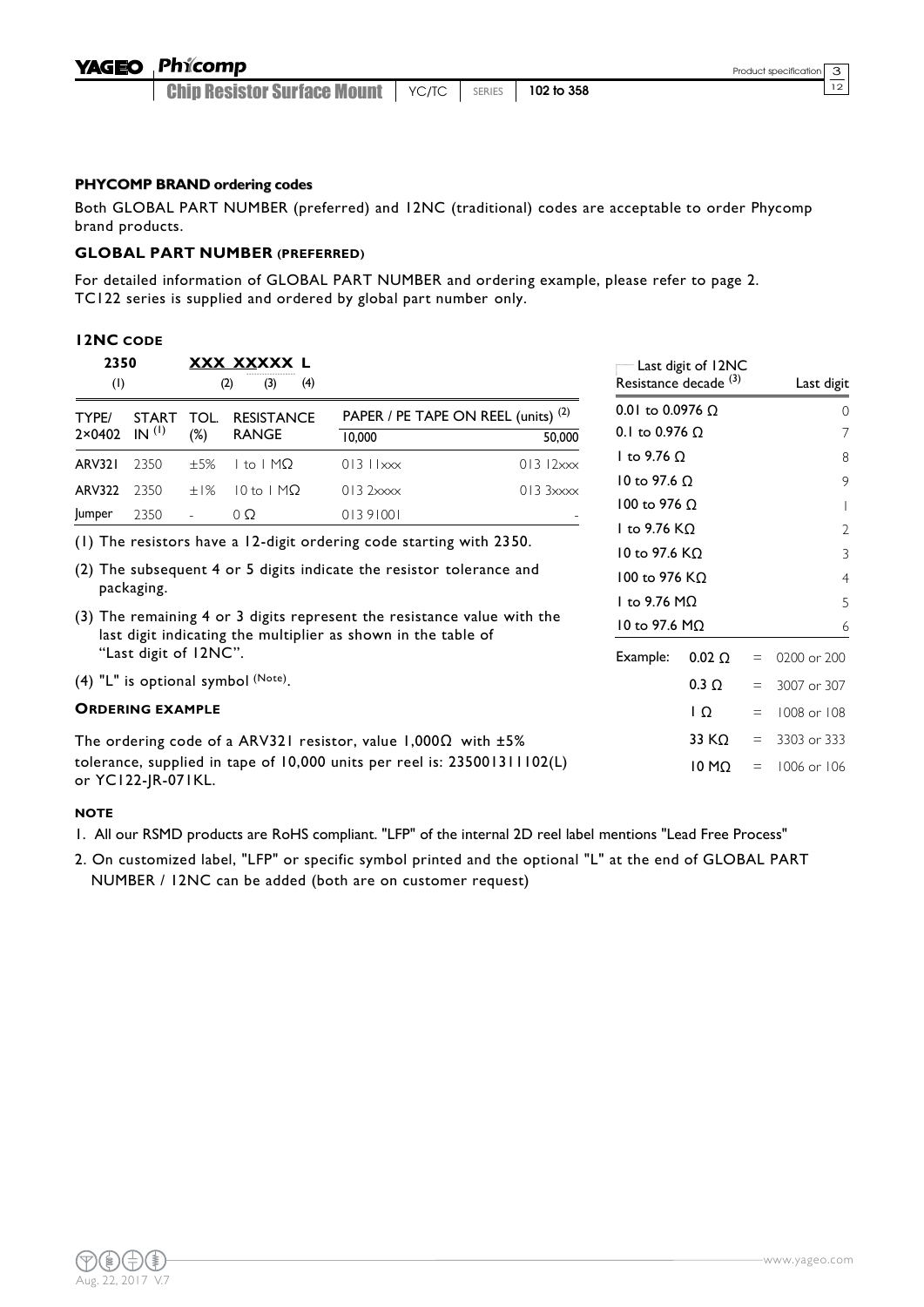## PHYCOMP BRAND ordering codes

Both GLOBAL PART NUMBER (preferred) and 12NC (traditional) codes are acceptable to order Phycomp brand products.

### GLOBAL PART NUMBER (PREFERRED)

For detailed information of GLOBAL PART NUMBER and ordering example, please refer to page 2.
TC122 series is supplied and ordered by global part number only.

### 12NC CODE

**2350** **XXX XXXXX L**
(1) (2) (3) (4)

| TYPE/ 2×0402 | START IN (1) | TOL. (%) | RESISTANCE RANGE | PAPER / PE TAPE ON REEL (units) (2) | |
|---|---|---|---|---|---|
| | | | | 10,000 | 50,000 |
| ARV321 | 2350 | ±5% | 1 to 1 MΩ | 013 11xxx | 013 12xxx |
| ARV322 | 2350 | ±1% | 10 to 1 MΩ | 013 2xxxx | 013 3xxxx |
| Jumper | 2350 | - | 0 Ω | 013 91001 | - |

(1) The resistors have a 12-digit ordering code starting with 2350.

(2) The subsequent 4 or 5 digits indicate the resistor tolerance and packaging.

(3) The remaining 4 or 3 digits represent the resistance value with the last digit indicating the multiplier as shown in the table of "Last digit of 12NC".

(4) "L" is optional symbol (Note).

Last digit of 12NC

| Resistance decade (3) | Last digit |
|---|---|
| 0.01 to 0.0976 Ω | 0 |
| 0.1 to 0.976 Ω | 7 |
| 1 to 9.76 Ω | 8 |
| 10 to 97.6 Ω | 9 |
| 100 to 976 Ω | 1 |
| 1 to 9.76 KΩ | 2 |
| 10 to 97.6 KΩ | 3 |
| 100 to 976 KΩ | 4 |
| 1 to 9.76 MΩ | 5 |
| 10 to 97.6 MΩ | 6 |

| Example: | | | |
|---|---|---|---|
| | 0.02 Ω | = | 0200 or 200 |
| | 0.3 Ω | = | 3007 or 307 |
| | 1 Ω | = | 1008 or 108 |
| | 33 KΩ | = | 3303 or 333 |
| | 10 MΩ | = | 1006 or 106 |

### ORDERING EXAMPLE

The ordering code of a ARV321 resistor, value 1,000Ω with ±5% tolerance, supplied in tape of 10,000 units per reel is: 235001311102(L) or YC122-JR-071KL.

**NOTE**

1. All our RSMD products are RoHS compliant. "LFP" of the internal 2D reel label mentions "Lead Free Process"
2. On customized label, "LFP" or specific symbol printed and the optional "L" at the end of GLOBAL PART NUMBER / 12NC can be added (both are on customer request)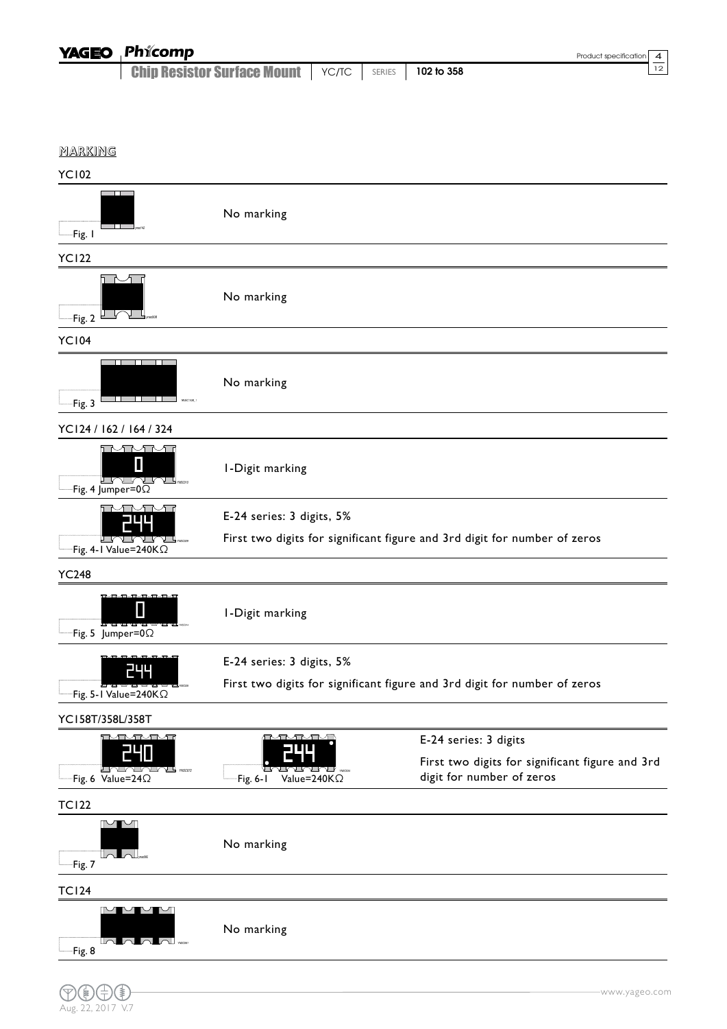## MARKING

### YC102

Fig. 1

No marking

### YC122

Fig. 2

No marking

### YC104

Fig. 3

No marking

### YC124 / 162 / 164 / 324

0

Fig. 4 Jumper=0Ω

1-Digit marking

244

Fig. 4-1 Value=240KΩ

E-24 series: 3 digits, 5%

First two digits for significant figure and 3rd digit for number of zeros

### YC248

0

Fig. 5 Jumper=0Ω

1-Digit marking

244

Fig. 5-1 Value=240KΩ

E-24 series: 3 digits, 5%

First two digits for significant figure and 3rd digit for number of zeros

### YC158T/358L/358T

240

Fig. 6 Value=24Ω

244

Fig. 6-1 Value=240KΩ

E-24 series: 3 digits

First two digits for significant figure and 3rd digit for number of zeros

### TC122

Fig. 7

No marking

### TC124

Fig. 8

No marking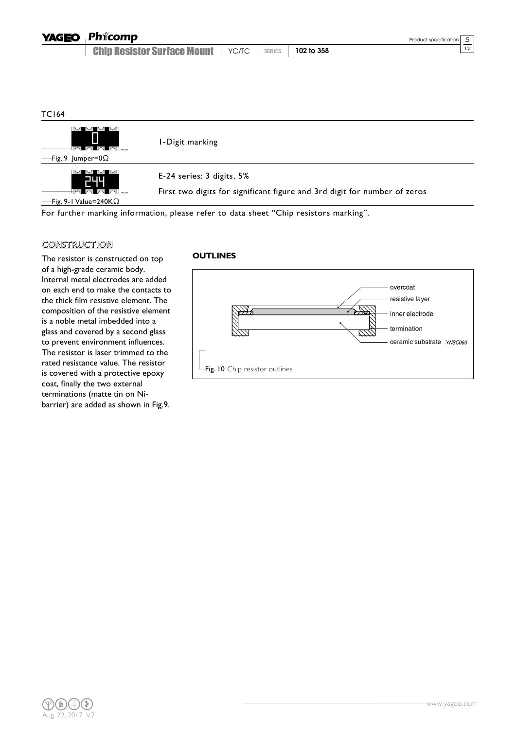TC164

| | |
|---|---|
| Fig. 9 Jumper=0Ω | 1-Digit marking |
| Fig. 9-1 Value=240KΩ | E-24 series: 3 digits, 5%<br>First two digits for significant figure and 3rd digit for number of zeros |

For further marking information, please refer to data sheet "Chip resistors marking".

## CONSTRUCTION

The resistor is constructed on top of a high-grade ceramic body. Internal metal electrodes are added on each end to make the contacts to the thick film resistive element. The composition of the resistive element is a noble metal imbedded into a glass and covered by a second glass to prevent environment influences. The resistor is laser trimmed to the rated resistance value. The resistor is covered with a protective epoxy coat, finally the two external terminations (matte tin on Ni-barrier) are added as shown in Fig.9.

### OUTLINES

overcoat
resistive layer
inner electrode
termination
ceramic substrate YNSC069

Fig. 10 Chip resistor outlines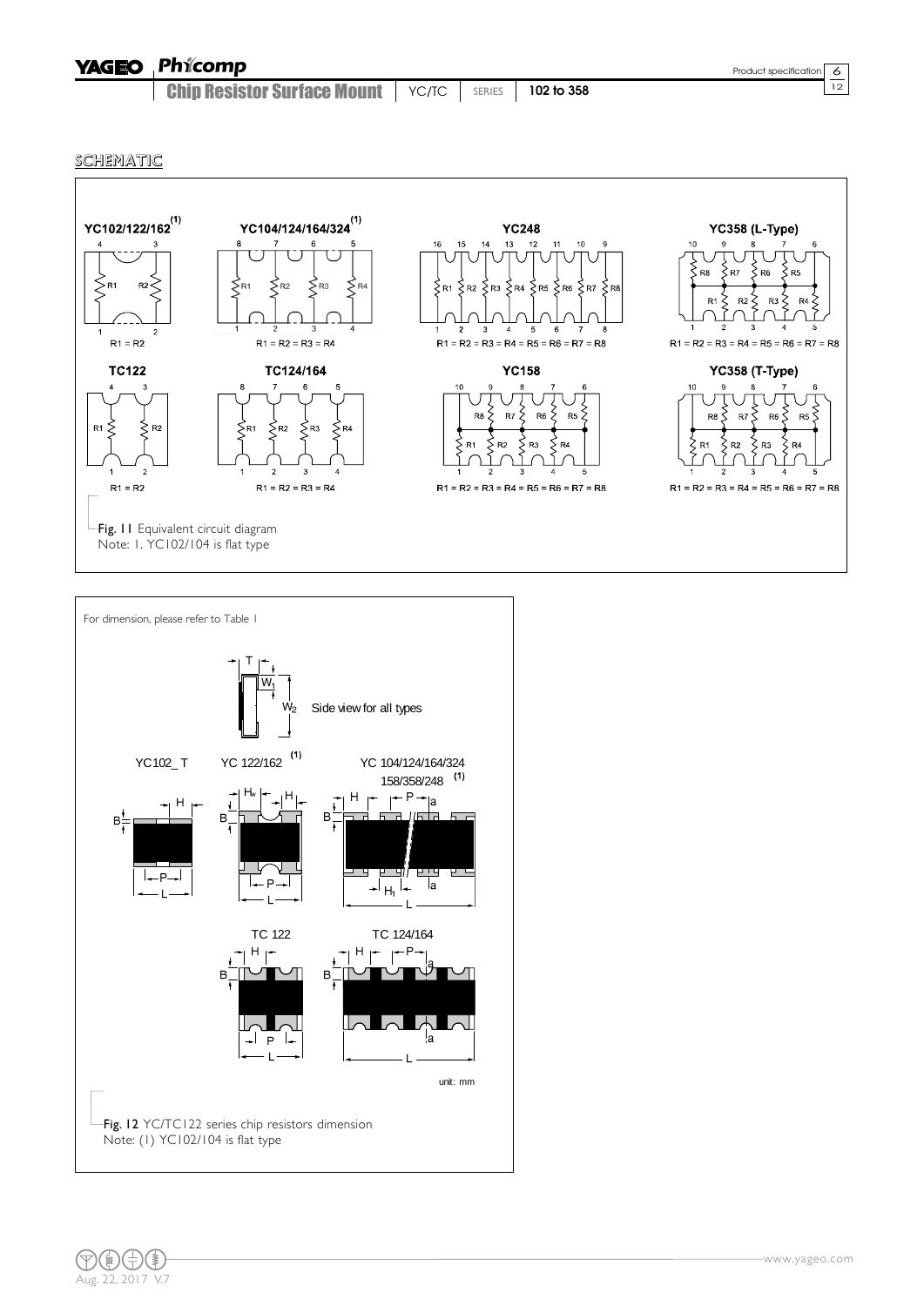## SCHEMATIC

YC102/122/162 (1)

R1 = R2

YC104/124/164/324 (1)

R1 = R2 = R3 = R4

YC248

R1 = R2 = R3 = R4 = R5 = R6 = R7 = R8

YC358 (L-Type)

R1 = R2 = R3 = R4 = R5 = R6 = R7 = R8

TC122

R1 = R2

TC124/164

R1 = R2 = R3 = R4

YC158

R1 = R2 = R3 = R4 = R5 = R6 = R7 = R8

YC358 (T-Type)

R1 = R2 = R3 = R4 = R5 = R6 = R7 = R8

**Fig. 11** Equivalent circuit diagram
Note: 1. YC102/104 is flat type

For dimension, please refer to Table 1

Side view for all types

YC102_T

YC 122/162 (1)

YC 104/124/164/324 158/358/248 (1)

TC 122

TC 124/164

unit: mm

**Fig. 12** YC/TC122 series chip resistors dimension
Note: (1) YC102/104 is flat type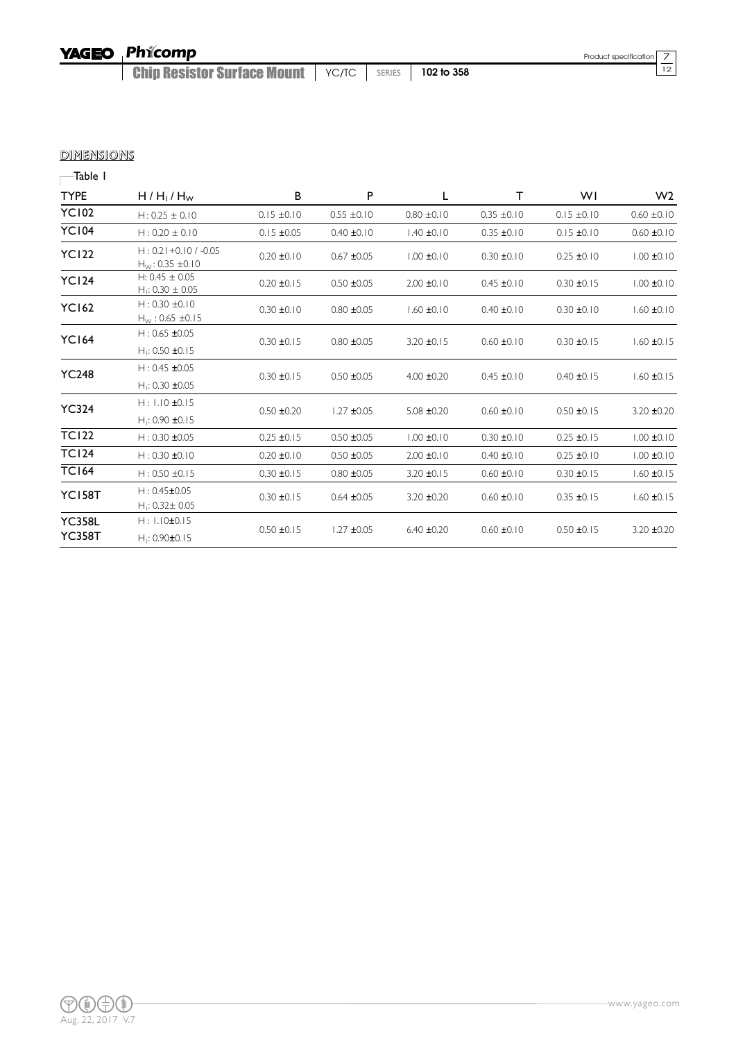## DIMENSIONS

Table 1

| TYPE | H / $H_I$ / $H_W$ | B | P | L | T | W1 | W2 |
|---|---|---|---|---|---|---|---|
| YC102 | H : 0.25 ± 0.10 | 0.15 ±0.10 | 0.55 ±0.10 | 0.80 ±0.10 | 0.35 ±0.10 | 0.15 ±0.10 | 0.60 ±0.10 |
| YC104 | H : 0.20 ± 0.10 | 0.15 ±0.05 | 0.40 ±0.10 | 1.40 ±0.10 | 0.35 ±0.10 | 0.15 ±0.10 | 0.60 ±0.10 |
| YC122 | H : 0.21+0.10 / -0.05<br>$H_W$ : 0.35 ±0.10 | 0.20 ±0.10 | 0.67 ±0.05 | 1.00 ±0.10 | 0.30 ±0.10 | 0.25 ±0.10 | 1.00 ±0.10 |
| YC124 | H: 0.45 ± 0.05<br>$H_I$: 0.30 ± 0.05 | 0.20 ±0.15 | 0.50 ±0.05 | 2.00 ±0.10 | 0.45 ±0.10 | 0.30 ±0.15 | 1.00 ±0.10 |
| YC162 | H : 0.30 ±0.10<br>$H_W$ : 0.65 ±0.15 | 0.30 ±0.10 | 0.80 ±0.05 | 1.60 ±0.10 | 0.40 ±0.10 | 0.30 ±0.10 | 1.60 ±0.10 |
| YC164 | H : 0.65 ±0.05<br>$H_I$: 0.50 ±0.15 | 0.30 ±0.15 | 0.80 ±0.05 | 3.20 ±0.15 | 0.60 ±0.10 | 0.30 ±0.15 | 1.60 ±0.15 |
| YC248 | H : 0.45 ±0.05<br>$H_I$: 0.30 ±0.05 | 0.30 ±0.15 | 0.50 ±0.05 | 4.00 ±0.20 | 0.45 ±0.10 | 0.40 ±0.15 | 1.60 ±0.15 |
| YC324 | H : 1.10 ±0.15<br>$H_I$: 0.90 ±0.15 | 0.50 ±0.20 | 1.27 ±0.05 | 5.08 ±0.20 | 0.60 ±0.10 | 0.50 ±0.15 | 3.20 ±0.20 |
| TC122 | H : 0.30 ±0.05 | 0.25 ±0.15 | 0.50 ±0.05 | 1.00 ±0.10 | 0.30 ±0.10 | 0.25 ±0.15 | 1.00 ±0.10 |
| TC124 | H : 0.30 ±0.10 | 0.20 ±0.10 | 0.50 ±0.05 | 2.00 ±0.10 | 0.40 ±0.10 | 0.25 ±0.10 | 1.00 ±0.10 |
| TC164 | H : 0.50 ±0.15 | 0.30 ±0.15 | 0.80 ±0.05 | 3.20 ±0.15 | 0.60 ±0.10 | 0.30 ±0.15 | 1.60 ±0.15 |
| YC158T | H : 0.45±0.05<br>$H_I$: 0.32± 0.05 | 0.30 ±0.15 | 0.64 ±0.05 | 3.20 ±0.20 | 0.60 ±0.10 | 0.35 ±0.15 | 1.60 ±0.15 |
| YC358L<br>YC358T | H : 1.10±0.15<br>$H_I$: 0.90±0.15 | 0.50 ±0.15 | 1.27 ±0.05 | 6.40 ±0.20 | 0.60 ±0.10 | 0.50 ±0.15 | 3.20 ±0.20 |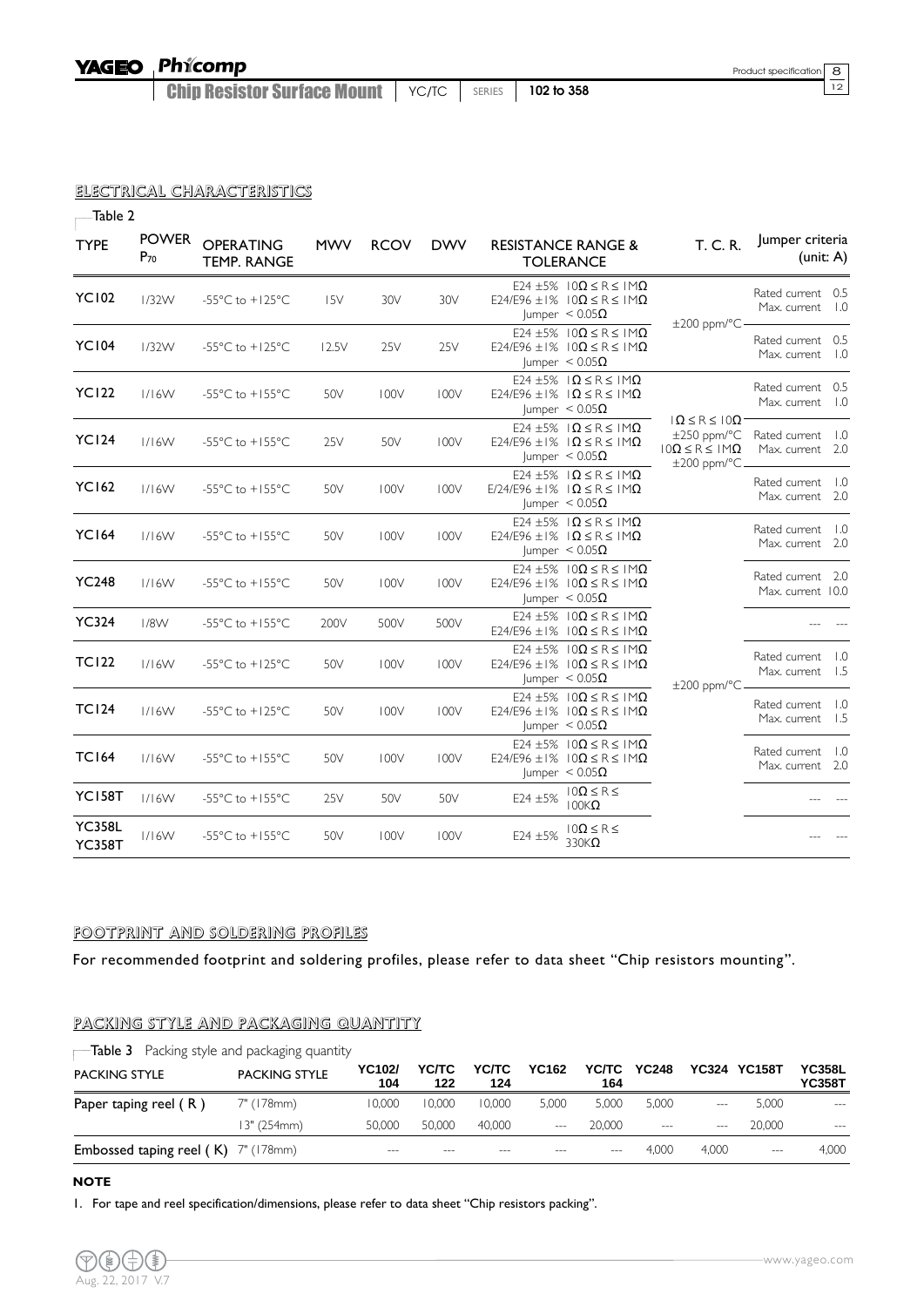## ELECTRICAL CHARACTERISTICS

Table 2

| TYPE | POWER $P_{70}$ | OPERATING TEMP. RANGE | MWV | RCOV | DWV | RESISTANCE RANGE & TOLERANCE | T. C. R. | Jumper criteria (unit: A) |
|---|---|---|---|---|---|---|---|---|
| YC102 | 1/32W | -55°C to +125°C | 15V | 30V | 30V | E24 ±5% 10Ω ≤ R ≤ 1MΩ<br>E24/E96 ±1% 10Ω ≤ R ≤ 1MΩ<br>Jumper < 0.05Ω | ±200 ppm/°C | Rated current 0.5<br>Max. current 1.0 |
| YC104 | 1/32W | -55°C to +125°C | 12.5V | 25V | 25V | E24 ±5% 10Ω ≤ R ≤ 1MΩ<br>E24/E96 ±1% 10Ω ≤ R ≤ 1MΩ<br>Jumper < 0.05Ω | ±200 ppm/°C | Rated current 0.5<br>Max. current 1.0 |
| YC122 | 1/16W | -55°C to +155°C | 50V | 100V | 100V | E24 ±5% 1Ω ≤ R ≤ 1MΩ<br>E24/E96 ±1% 1Ω ≤ R ≤ 1MΩ<br>Jumper < 0.05Ω | 1Ω ≤ R ≤ 10Ω ±250 ppm/°C<br>10Ω ≤ R ≤ 1MΩ ±200 ppm/°C | Rated current 0.5<br>Max. current 1.0 |
| YC124 | 1/16W | -55°C to +155°C | 25V | 50V | 100V | E24 ±5% 1Ω ≤ R ≤ 1MΩ<br>E24/E96 ±1% 1Ω ≤ R ≤ 1MΩ<br>Jumper < 0.05Ω | 1Ω ≤ R ≤ 10Ω ±250 ppm/°C<br>10Ω ≤ R ≤ 1MΩ ±200 ppm/°C | Rated current 1.0<br>Max. current 2.0 |
| YC162 | 1/16W | -55°C to +155°C | 50V | 100V | 100V | E24 ±5% 1Ω ≤ R ≤ 1MΩ<br>E/24/E96 ±1% 1Ω ≤ R ≤ 1MΩ<br>Jumper < 0.05Ω | 1Ω ≤ R ≤ 10Ω ±250 ppm/°C<br>10Ω ≤ R ≤ 1MΩ ±200 ppm/°C | Rated current 1.0<br>Max. current 2.0 |
| YC164 | 1/16W | -55°C to +155°C | 50V | 100V | 100V | E24 ±5% 1Ω ≤ R ≤ 1MΩ<br>E24/E96 ±1% 1Ω ≤ R ≤ 1MΩ<br>Jumper < 0.05Ω | ±200 ppm/°C | Rated current 1.0<br>Max. current 2.0 |
| YC248 | 1/16W | -55°C to +155°C | 50V | 100V | 100V | E24 ±5% 10Ω ≤ R ≤ 1MΩ<br>E24/E96 ±1% 10Ω ≤ R ≤ 1MΩ<br>Jumper < 0.05Ω | ±200 ppm/°C | Rated current 2.0<br>Max. current 10.0 |
| YC324 | 1/8W | -55°C to +155°C | 200V | 500V | 500V | E24 ±5% 10Ω ≤ R ≤ 1MΩ<br>E24/E96 ±1% 10Ω ≤ R ≤ 1MΩ | ±200 ppm/°C | --- --- |
| TC122 | 1/16W | -55°C to +125°C | 50V | 100V | 100V | E24 ±5% 10Ω ≤ R ≤ 1MΩ<br>E24/E96 ±1% 10Ω ≤ R ≤ 1MΩ<br>Jumper < 0.05Ω | ±200 ppm/°C | Rated current 1.0<br>Max. current 1.5 |
| TC124 | 1/16W | -55°C to +125°C | 50V | 100V | 100V | E24 ±5% 10Ω ≤ R ≤ 1MΩ<br>E24/E96 ±1% 10Ω ≤ R ≤ 1MΩ<br>Jumper < 0.05Ω | ±200 ppm/°C | Rated current 1.0<br>Max. current 1.5 |
| TC164 | 1/16W | -55°C to +155°C | 50V | 100V | 100V | E24 ±5% 10Ω ≤ R ≤ 1MΩ<br>E24/E96 ±1% 10Ω ≤ R ≤ 1MΩ<br>Jumper < 0.05Ω | ±200 ppm/°C | Rated current 1.0<br>Max. current 2.0 |
| YC158T | 1/16W | -55°C to +155°C | 25V | 50V | 50V | E24 ±5% 10Ω ≤ R ≤ 100KΩ | ±200 ppm/°C | --- --- |
| YC358L<br>YC358T | 1/16W | -55°C to +155°C | 50V | 100V | 100V | E24 ±5% 10Ω ≤ R ≤ 330KΩ | ±200 ppm/°C | --- --- |

## FOOTPRINT AND SOLDERING PROFILES

For recommended footprint and soldering profiles, please refer to data sheet "Chip resistors mounting".

## PACKING STYLE AND PACKAGING QUANTITY

Table 3 Packing style and packaging quantity

| PACKING STYLE | PACKING STYLE | YC102/ 104 | YC/TC 122 | YC/TC 124 | YC162 | YC/TC 164 | YC248 | YC324 | YC158T | YC358L YC358T |
|---|---|---|---|---|---|---|---|---|---|---|
| Paper taping reel ( R ) | 7" (178mm) | 10,000 | 10,000 | 10,000 | 5,000 | 5,000 | 5,000 | --- | 5,000 | --- |
| | 13" (254mm) | 50,000 | 50,000 | 40,000 | --- | 20,000 | --- | --- | 20,000 | --- |
| Embossed taping reel ( K ) | 7" (178mm) | --- | --- | --- | --- | --- | 4,000 | 4,000 | --- | 4,000 |

**NOTE**

1. For tape and reel specification/dimensions, please refer to data sheet "Chip resistors packing".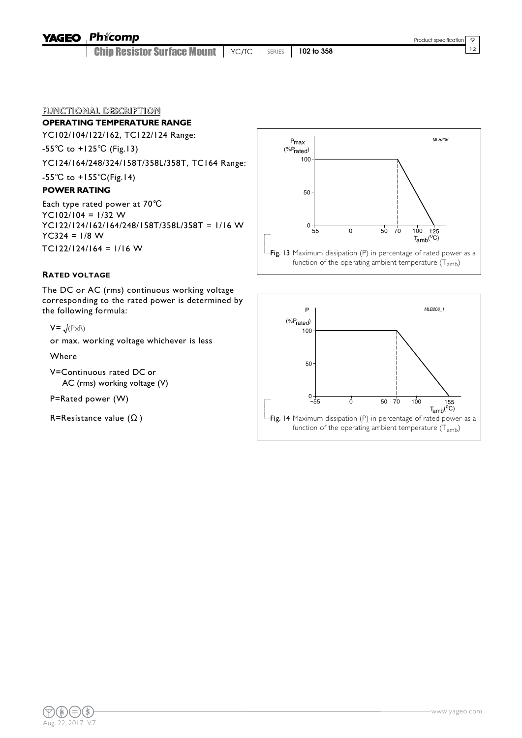## FUNCTIONAL DESCRIPTION

### OPERATING TEMPERATURE RANGE

YC102/104/122/162, TC122/124 Range:

-55℃ to +125℃ (Fig.13)

YC124/164/248/324/158T/358L/358T, TC164 Range:

-55℃ to +155℃(Fig.14)

### POWER RATING

Each type rated power at 70℃
YC102/104 = 1/32 W
YC122/124/162/164/248/158T/358L/358T = 1/16 W
YC324 = 1/8 W
TC122/124/164 = 1/16 W

### RATED VOLTAGE

The DC or AC (rms) continuous working voltage corresponding to the rated power is determined by the following formula:

$V = \sqrt{(P \times R)}$

or max. working voltage whichever is less

Where

V=Continuous rated DC or AC (rms) working voltage (V)

P=Rated power (W)

R=Resistance value (Ω)

$P_{max}$
($\%P_{rated}$)
100
50
0
−55
0
50
70
100
125
$T_{amb}$($^oC$)
MLB206

Fig. 13 Maximum dissipation (P) in percentage of rated power as a function of the operating ambient temperature ($T_{amb}$)

P
($\%P_{rated}$)
100
50
0
−55
0
50
70
100
155
$T_{amb}$($^oC$)
MLB206_1

Fig. 14 Maximum dissipation (P) in percentage of rated power as a function of the operating ambient temperature ($T_{amb}$)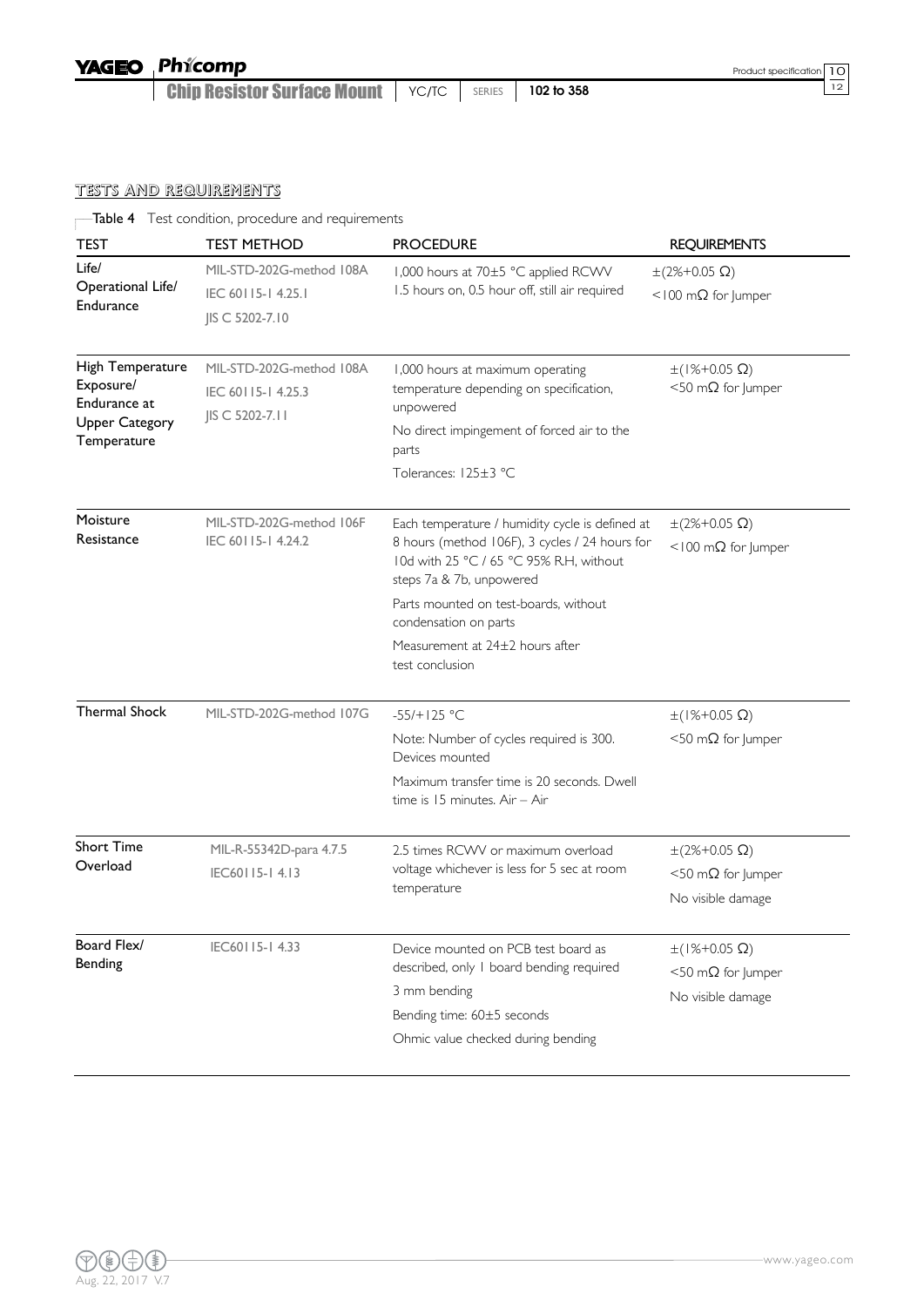## TESTS AND REQUIREMENTS

Table 4 Test condition, procedure and requirements

| TEST | TEST METHOD | PROCEDURE | REQUIREMENTS |
|---|---|---|---|
| Life/ Operational Life/ Endurance | MIL-STD-202G-method 108A<br>IEC 60115-1 4.25.1<br>JIS C 5202-7.10 | 1,000 hours at 70±5 °C applied RCWV<br>1.5 hours on, 0.5 hour off, still air required | ±(2%+0.05 Ω)<br><100 mΩ for Jumper |
| High Temperature Exposure/ Endurance at Upper Category Temperature | MIL-STD-202G-method 108A<br>IEC 60115-1 4.25.3<br>JIS C 5202-7.11 | 1,000 hours at maximum operating temperature depending on specification, unpowered<br>No direct impingement of forced air to the parts<br>Tolerances: 125±3 °C | ±(1%+0.05 Ω)<br><50 mΩ for Jumper |
| Moisture Resistance | MIL-STD-202G-method 106F<br>IEC 60115-1 4.24.2 | Each temperature / humidity cycle is defined at 8 hours (method 106F), 3 cycles / 24 hours for 10d with 25 °C / 65 °C 95% R.H, without steps 7a & 7b, unpowered<br>Parts mounted on test-boards, without condensation on parts<br>Measurement at 24±2 hours after test conclusion | ±(2%+0.05 Ω)<br><100 mΩ for Jumper |
| Thermal Shock | MIL-STD-202G-method 107G | -55/+125 °C<br>Note: Number of cycles required is 300. Devices mounted<br>Maximum transfer time is 20 seconds. Dwell time is 15 minutes. Air – Air | ±(1%+0.05 Ω)<br><50 mΩ for Jumper |
| Short Time Overload | MIL-R-55342D-para 4.7.5<br>IEC60115-1 4.13 | 2.5 times RCWV or maximum overload voltage whichever is less for 5 sec at room temperature | ±(2%+0.05 Ω)<br><50 mΩ for Jumper<br>No visible damage |
| Board Flex/ Bending | IEC60115-1 4.33 | Device mounted on PCB test board as described, only 1 board bending required<br>3 mm bending<br>Bending time: 60±5 seconds<br>Ohmic value checked during bending | ±(1%+0.05 Ω)<br><50 mΩ for Jumper<br>No visible damage |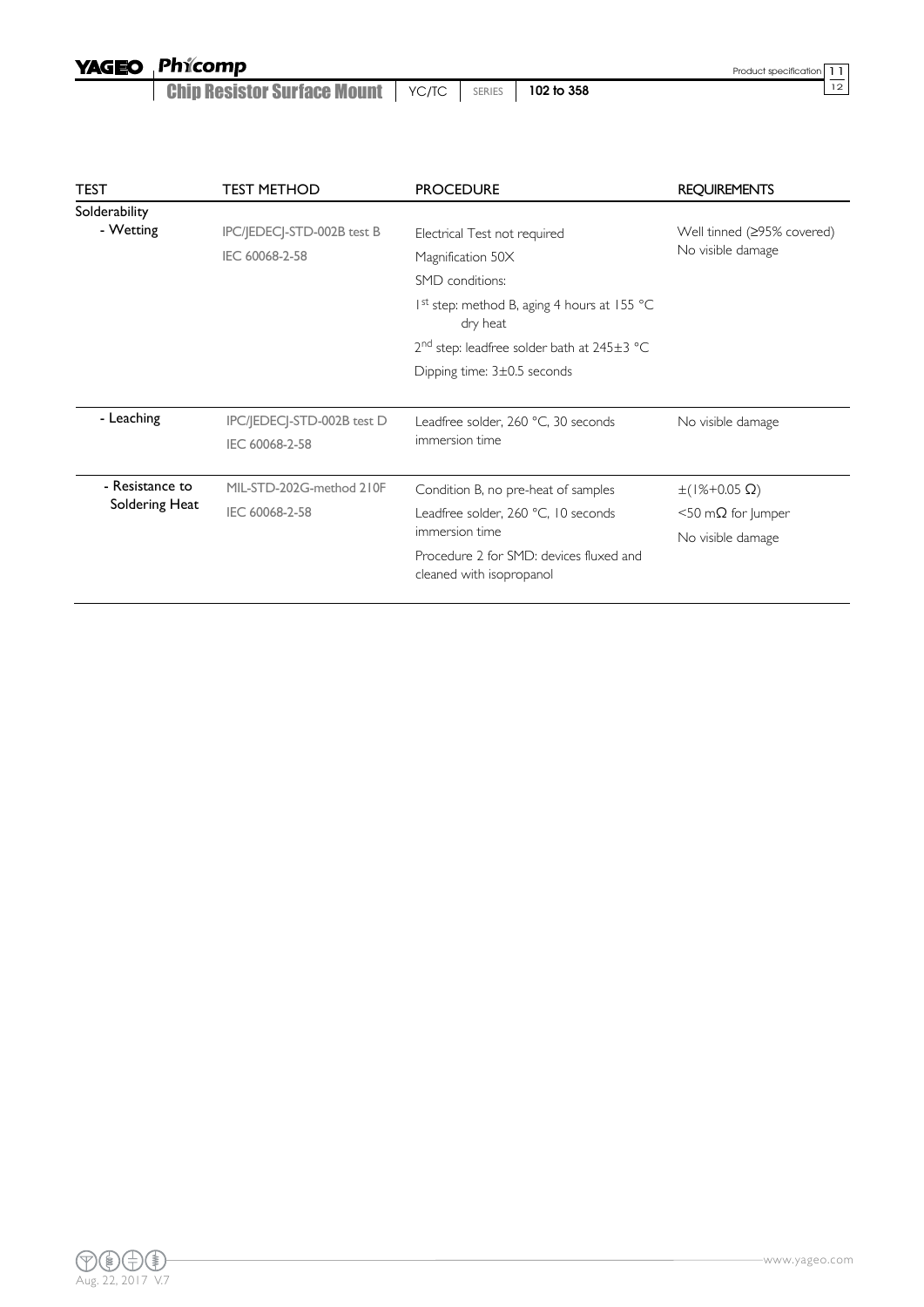| TEST | TEST METHOD | PROCEDURE | REQUIREMENTS |
|---|---|---|---|
| Solderability | | | |
| - Wetting | IPC/JEDECJ-STD-002B test B<br>IEC 60068-2-58 | Electrical Test not required<br>Magnification 50X<br>SMD conditions:<br>1st step: method B, aging 4 hours at 155 °C dry heat<br>2nd step: leadfree solder bath at 245±3 °C<br>Dipping time: 3±0.5 seconds | Well tinned (≥95% covered)<br>No visible damage |
| - Leaching | IPC/JEDECJ-STD-002B test D<br>IEC 60068-2-58 | Leadfree solder, 260 °C, 30 seconds immersion time | No visible damage |
| - Resistance to Soldering Heat | MIL-STD-202G-method 210F<br>IEC 60068-2-58 | Condition B, no pre-heat of samples<br>Leadfree solder, 260 °C, 10 seconds immersion time<br>Procedure 2 for SMD: devices fluxed and cleaned with isopropanol | ±(1%+0.05 Ω)<br><50 mΩ for Jumper<br>No visible damage |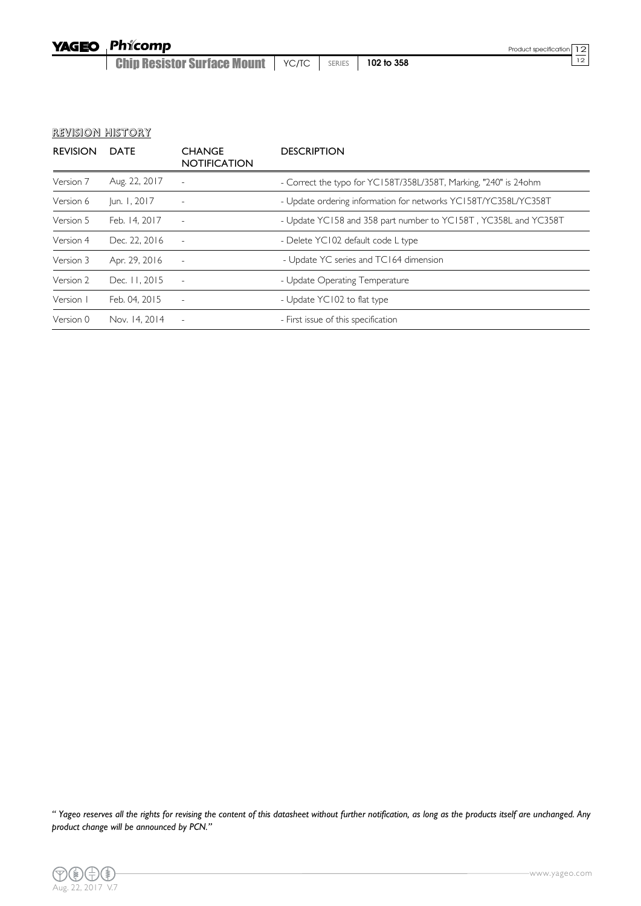## REVISION HISTORY

| REVISION | DATE | CHANGE NOTIFICATION | DESCRIPTION |
|---|---|---|---|
| Version 7 | Aug. 22, 2017 | - | - Correct the typo for YC158T/358L/358T, Marking, "240" is 24ohm |
| Version 6 | Jun. 1, 2017 | - | - Update ordering information for networks YC158T/YC358L/YC358T |
| Version 5 | Feb. 14, 2017 | - | - Update YC158 and 358 part number to YC158T , YC358L and YC358T |
| Version 4 | Dec. 22, 2016 | - | - Delete YC102 default code L type |
| Version 3 | Apr. 29, 2016 | - | - Update YC series and TC164 dimension |
| Version 2 | Dec. 11, 2015 | - | - Update Operating Temperature |
| Version 1 | Feb. 04, 2015 | - | - Update YC102 to flat type |
| Version 0 | Nov. 14, 2014 | - | - First issue of this specification |

*" Yageo reserves all the rights for revising the content of this datasheet without further notification, as long as the products itself are unchanged. Any product change will be announced by PCN."*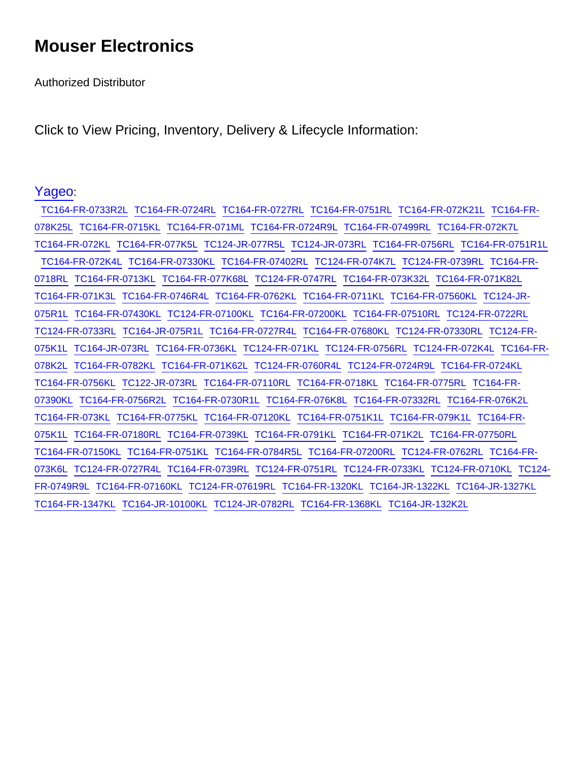# Mouser Electronics

Authorized Distributor

Click to View Pricing, Inventory, Delivery & Lifecycle Information:

Yageo:

TC164-FR-0733R2L TC164-FR-0724RL TC164-FR-0727RL TC164-FR-0751RL TC164-FR-072K21L TC164-FR-078K25L TC164-FR-0715KL TC164-FR-071ML TC164-FR-0724R9L TC164-FR-07499RL TC164-FR-072K7L TC164-FR-072KL TC164-FR-077K5L TC124-JR-077R5L TC124-JR-073RL TC164-FR-0756RL TC164-FR-0751R1L TC164-FR-072K4L TC164-FR-07330KL TC164-FR-07402RL TC124-FR-074K7L TC124-FR-0739RL TC164-FR-0718RL TC164-FR-0713KL TC164-FR-077K68L TC124-FR-0747RL TC164-FR-073K32L TC164-FR-071K82L TC164-FR-071K3L TC164-FR-0746R4L TC164-FR-0762KL TC164-FR-0711KL TC164-FR-07560KL TC124-JR-075R1L TC164-FR-07430KL TC124-FR-07100KL TC164-FR-07200KL TC164-FR-07510RL TC124-FR-0722RL TC124-FR-0733RL TC164-JR-075R1L TC164-FR-0727R4L TC164-FR-07680KL TC124-FR-07330RL TC124-FR-075K1L TC164-JR-073RL TC164-FR-0736KL TC124-FR-071KL TC124-FR-0756RL TC124-FR-072K4L TC164-FR-078K2L TC164-FR-0782KL TC164-FR-071K62L TC124-FR-0760R4L TC124-FR-0724R9L TC164-FR-0724KL TC164-FR-0756KL TC122-JR-073RL TC164-FR-07110RL TC164-FR-0718KL TC164-FR-0775RL TC164-FR-07390KL TC164-FR-0756R2L TC164-FR-0730R1L TC164-FR-076K8L TC164-FR-07332RL TC164-FR-076K2L TC164-FR-073KL TC164-FR-0775KL TC164-FR-07120KL TC164-FR-0751K1L TC164-FR-079K1L TC164-FR-075K1L TC164-FR-07180RL TC164-FR-0739KL TC164-FR-0791KL TC164-FR-071K2L TC164-FR-07750RL TC164-FR-07150KL TC164-FR-0751KL TC164-FR-0784R5L TC164-FR-07200RL TC124-FR-0762RL TC164-FR-073K6L TC124-FR-0727R4L TC164-FR-0739RL TC124-FR-0751RL TC124-FR-0733KL TC124-FR-0710KL TC124-FR-0749R9L TC164-FR-07160KL TC124-FR-07619RL TC164-FR-1320KL TC164-JR-1322KL TC164-JR-1327KL TC164-FR-1347KL TC164-JR-10100KL TC124-JR-0782RL TC164-FR-1368KL TC164-JR-132K2L